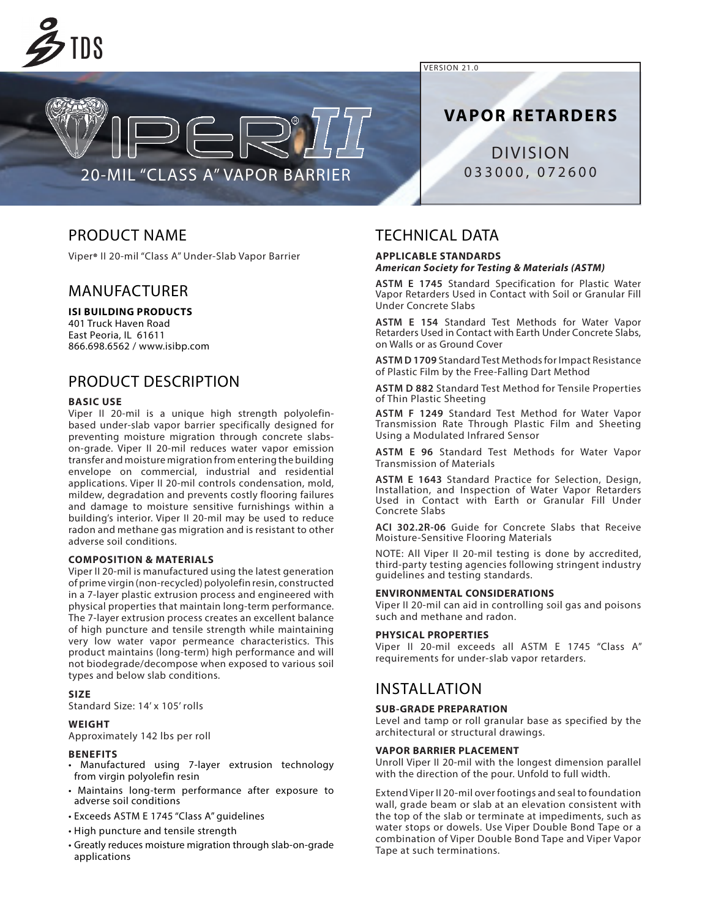TDS

VERSION 21.0

# VIPER® II

20-MIL "CLASS A" VAPOR BARRIER

## VAPOR RETARDERS

DIVISION
033000, 072600

## PRODUCT NAME

Viper® II 20-mil "Class A" Under-Slab Vapor Barrier

## MANUFACTURER

**ISI BUILDING PRODUCTS**
401 Truck Haven Road
East Peoria, IL 61611
866.698.6562 / www.isibp.com

## PRODUCT DESCRIPTION

### BASIC USE

Viper II 20-mil is a unique high strength polyolefin-based under-slab vapor barrier specifically designed for preventing moisture migration through concrete slabs-on-grade. Viper II 20-mil reduces water vapor emission transfer and moisture migration from entering the building envelope on commercial, industrial and residential applications. Viper II 20-mil controls condensation, mold, mildew, degradation and prevents costly flooring failures and damage to moisture sensitive furnishings within a building's interior. Viper II 20-mil may be used to reduce radon and methane gas migration and is resistant to other adverse soil conditions.

### COMPOSITION & MATERIALS

Viper II 20-mil is manufactured using the latest generation of prime virgin (non-recycled) polyolefin resin, constructed in a 7-layer plastic extrusion process and engineered with physical properties that maintain long-term performance. The 7-layer extrusion process creates an excellent balance of high puncture and tensile strength while maintaining very low water vapor permeance characteristics. This product maintains (long-term) high performance and will not biodegrade/decompose when exposed to various soil types and below slab conditions.

### SIZE

Standard Size: 14' x 105' rolls

### WEIGHT

Approximately 142 lbs per roll

### BENEFITS

- Manufactured using 7-layer extrusion technology from virgin polyolefin resin
- Maintains long-term performance after exposure to adverse soil conditions
- Exceeds ASTM E 1745 "Class A" guidelines
- High puncture and tensile strength
- Greatly reduces moisture migration through slab-on-grade applications

## TECHNICAL DATA

### APPLICABLE STANDARDS

***American Society for Testing & Materials (ASTM)***

**ASTM E 1745** Standard Specification for Plastic Water Vapor Retarders Used in Contact with Soil or Granular Fill Under Concrete Slabs

**ASTM E 154** Standard Test Methods for Water Vapor Retarders Used in Contact with Earth Under Concrete Slabs, on Walls or as Ground Cover

**ASTM D 1709** Standard Test Methods for Impact Resistance of Plastic Film by the Free-Falling Dart Method

**ASTM D 882** Standard Test Method for Tensile Properties of Thin Plastic Sheeting

**ASTM F 1249** Standard Test Method for Water Vapor Transmission Rate Through Plastic Film and Sheeting Using a Modulated Infrared Sensor

**ASTM E 96** Standard Test Methods for Water Vapor Transmission of Materials

**ASTM E 1643** Standard Practice for Selection, Design, Installation, and Inspection of Water Vapor Retarders Used in Contact with Earth or Granular Fill Under Concrete Slabs

**ACI 302.2R-06** Guide for Concrete Slabs that Receive Moisture-Sensitive Flooring Materials

NOTE: All Viper II 20-mil testing is done by accredited, third-party testing agencies following stringent industry guidelines and testing standards.

### ENVIRONMENTAL CONSIDERATIONS

Viper II 20-mil can aid in controlling soil gas and poisons such and methane and radon.

### PHYSICAL PROPERTIES

Viper II 20-mil exceeds all ASTM E 1745 "Class A" requirements for under-slab vapor retarders.

## INSTALLATION

### SUB-GRADE PREPARATION

Level and tamp or roll granular base as specified by the architectural or structural drawings.

### VAPOR BARRIER PLACEMENT

Unroll Viper II 20-mil with the longest dimension parallel with the direction of the pour. Unfold to full width.

Extend Viper II 20-mil over footings and seal to foundation wall, grade beam or slab at an elevation consistent with the top of the slab or terminate at impediments, such as water stops or dowels. Use Viper Double Bond Tape or a combination of Viper Double Bond Tape and Viper Vapor Tape at such terminations.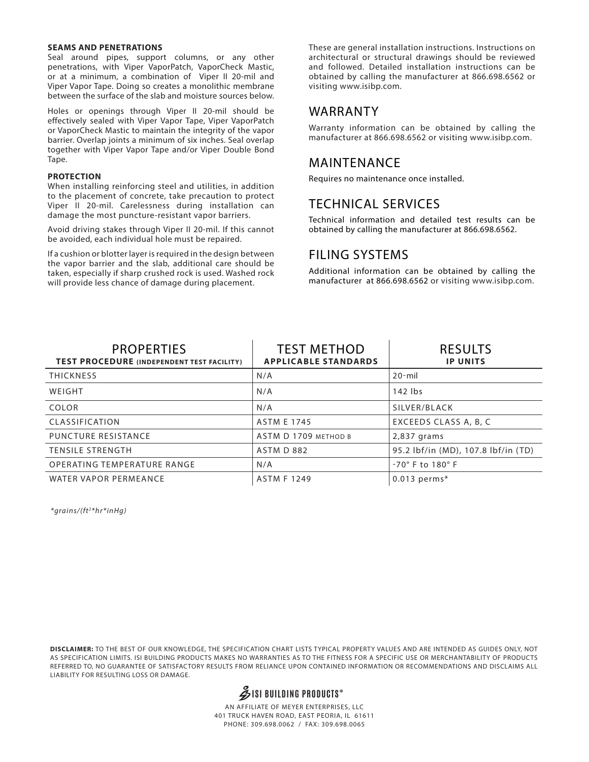**SEAMS AND PENETRATIONS**

Seal around pipes, support columns, or any other penetrations, with Viper VaporPatch, VaporCheck Mastic, or at a minimum, a combination of Viper II 20-mil and Viper Vapor Tape. Doing so creates a monolithic membrane between the surface of the slab and moisture sources below.

Holes or openings through Viper II 20-mil should be effectively sealed with Viper Vapor Tape, Viper VaporPatch or VaporCheck Mastic to maintain the integrity of the vapor barrier. Overlap joints a minimum of six inches. Seal overlap together with Viper Vapor Tape and/or Viper Double Bond Tape.

**PROTECTION**

When installing reinforcing steel and utilities, in addition to the placement of concrete, take precaution to protect Viper II 20-mil. Carelessness during installation can damage the most puncture-resistant vapor barriers.

Avoid driving stakes through Viper II 20-mil. If this cannot be avoided, each individual hole must be repaired.

If a cushion or blotter layer is required in the design between the vapor barrier and the slab, additional care should be taken, especially if sharp crushed rock is used. Washed rock will provide less chance of damage during placement.

These are general installation instructions. Instructions on architectural or structural drawings should be reviewed and followed. Detailed installation instructions can be obtained by calling the manufacturer at 866.698.6562 or visiting www.isibp.com.

## WARRANTY

Warranty information can be obtained by calling the manufacturer at 866.698.6562 or visiting www.isibp.com.

## MAINTENANCE

Requires no maintenance once installed.

## TECHNICAL SERVICES

Technical information and detailed test results can be obtained by calling the manufacturer at 866.698.6562.

## FILING SYSTEMS

Additional information can be obtained by calling the manufacturer at 866.698.6562 or visiting www.isibp.com.

| PROPERTIES<br>**TEST PROCEDURE (INDEPENDENT TEST FACILITY)** | TEST METHOD<br>**APPLICABLE STANDARDS** | RESULTS<br>**IP UNITS** |
|---|---|---|
| THICKNESS | N/A | 20-mil |
| WEIGHT | N/A | 142 lbs |
| COLOR | N/A | SILVER/BLACK |
| CLASSIFICATION | ASTM E 1745 | EXCEEDS CLASS A, B, C |
| PUNCTURE RESISTANCE | ASTM D 1709 METHOD B | 2,837 grams |
| TENSILE STRENGTH | ASTM D 882 | 95.2 lbf/in (MD), 107.8 lbf/in (TD) |
| OPERATING TEMPERATURE RANGE | N/A | -70° F to 180° F |
| WATER VAPOR PERMEANCE | ASTM F 1249 | 0.013 perms* |

*\*grains/($ft^2$\*hr\*inHg)*

**DISCLAIMER:** TO THE BEST OF OUR KNOWLEDGE, THE SPECIFICATION CHART LISTS TYPICAL PROPERTY VALUES AND ARE INTENDED AS GUIDES ONLY, NOT AS SPECIFICATION LIMITS. ISI BUILDING PRODUCTS MAKES NO WARRANTIES AS TO THE FITNESS FOR A SPECIFIC USE OR MERCHANTABILITY OF PRODUCTS REFERRED TO, NO GUARANTEE OF SATISFACTORY RESULTS FROM RELIANCE UPON CONTAINED INFORMATION OR RECOMMENDATIONS AND DISCLAIMS ALL LIABILITY FOR RESULTING LOSS OR DAMAGE.

ISI BUILDING PRODUCTS®

AN AFFILIATE OF MEYER ENTERPRISES, LLC
401 TRUCK HAVEN ROAD, EAST PEORIA, IL 61611
PHONE: 309.698.0062 / FAX: 309.698.0065